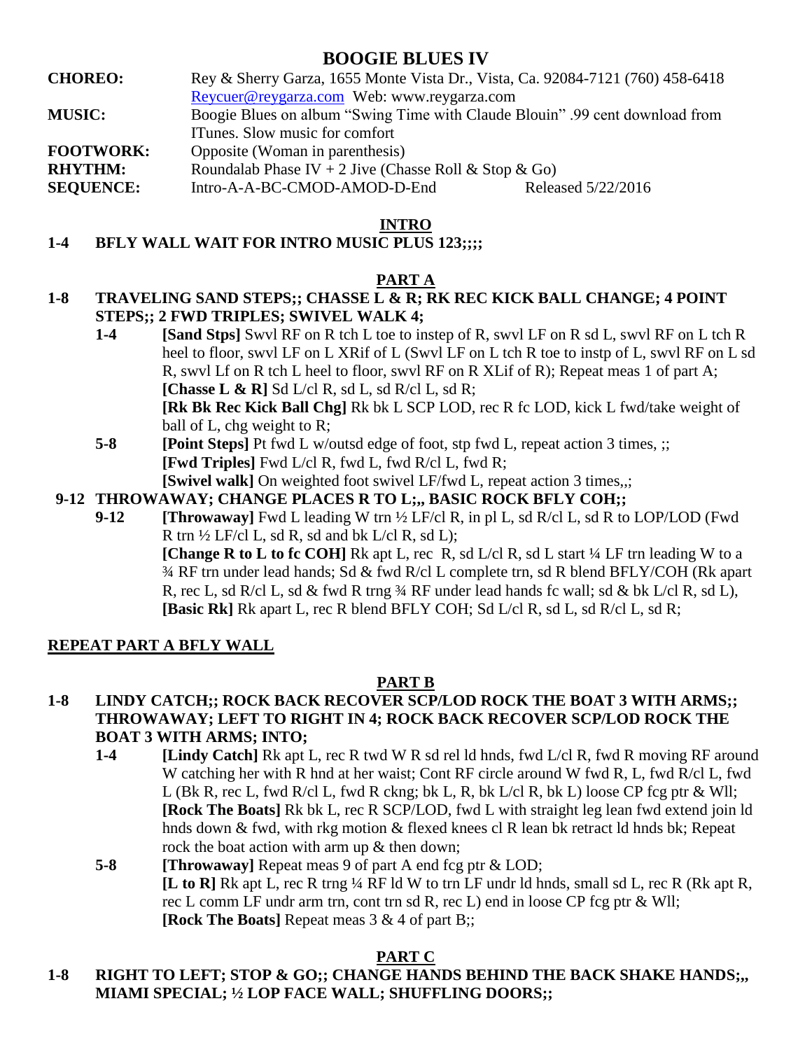# BOOGIE BLUES IV

| | |
|---|---|
| **CHOREO:** | Rey & Sherry Garza, 1655 Monte Vista Dr., Vista, Ca. 92084-7121 (760) 458-6418 Reycuer@reygarza.com Web: www.reygarza.com |
| **MUSIC:** | Boogie Blues on album "Swing Time with Claude Blouin" .99 cent download from ITunes. Slow music for comfort |
| **FOOTWORK:** | Opposite (Woman in parenthesis) |
| **RHYTHM:** | Roundalab Phase IV + 2 Jive (Chasse Roll & Stop & Go) |
| **SEQUENCE:** | Intro-A-A-BC-CMOD-AMOD-D-End Released 5/22/2016 |

## INTRO

**1-4 BFLY WALL WAIT FOR INTRO MUSIC PLUS 123;;;;**

## PART A

**1-8 TRAVELING SAND STEPS;; CHASSE L & R; RK REC KICK BALL CHANGE; 4 POINT STEPS;; 2 FWD TRIPLES; SWIVEL WALK 4;**

**1-4** **[Sand Stps]** Swvl RF on R tch L toe to instep of R, swvl LF on R sd L, swvl RF on L tch R heel to floor, swvl LF on L XRif of L (Swvl LF on L tch R toe to instp of L, swvl RF on L sd R, swvl Lf on R tch L heel to floor, swvl RF on R XLif of R); Repeat meas 1 of part A;
**[Chasse L & R]** Sd L/cl R, sd L, sd R/cl L, sd R;
**[Rk Bk Rec Kick Ball Chg]** Rk bk L SCP LOD, rec R fc LOD, kick L fwd/take weight of ball of L, chg weight to R;

**5-8** **[Point Steps]** Pt fwd L w/outsd edge of foot, stp fwd L, repeat action 3 times, ;;
**[Fwd Triples]** Fwd L/cl R, fwd L, fwd R/cl L, fwd R;
**[Swivel walk]** On weighted foot swivel LF/fwd L, repeat action 3 times,,;

**9-12 THROWAWAY; CHANGE PLACES R TO L;,, BASIC ROCK BFLY COH;;**

**9-12** **[Throwaway]** Fwd L leading W trn ½ LF/cl R, in pl L, sd R/cl L, sd R to LOP/LOD (Fwd R trn ½ LF/cl L, sd R, sd and bk L/cl R, sd L);
**[Change R to L to fc COH]** Rk apt L, rec R, sd L/cl R, sd L start ¼ LF trn leading W to a ¾ RF trn under lead hands; Sd & fwd R/cl L complete trn, sd R blend BFLY/COH (Rk apart R, rec L, sd R/cl L, sd & fwd R trng ¾ RF under lead hands fc wall; sd & bk L/cl R, sd L),
**[Basic Rk]** Rk apart L, rec R blend BFLY COH; Sd L/cl R, sd L, sd R/cl L, sd R;

**REPEAT PART A BFLY WALL**

## PART B

**1-8 LINDY CATCH;; ROCK BACK RECOVER SCP/LOD ROCK THE BOAT 3 WITH ARMS;; THROWAWAY; LEFT TO RIGHT IN 4; ROCK BACK RECOVER SCP/LOD ROCK THE BOAT 3 WITH ARMS; INTO;**

**1-4** **[Lindy Catch]** Rk apt L, rec R twd W R sd rel ld hnds, fwd L/cl R, fwd R moving RF around W catching her with R hnd at her waist; Cont RF circle around W fwd R, L, fwd R/cl L, fwd L (Bk R, rec L, fwd R/cl L, fwd R ckng; bk L, R, bk L/cl R, bk L) loose CP fcg ptr & Wll;
**[Rock The Boats]** Rk bk L, rec R SCP/LOD, fwd L with straight leg lean fwd extend join ld hnds down & fwd, with rkg motion & flexed knees cl R lean bk retract ld hnds bk; Repeat rock the boat action with arm up & then down;

**5-8** **[Throwaway]** Repeat meas 9 of part A end fcg ptr & LOD;
**[L to R]** Rk apt L, rec R trng ¼ RF ld W to trn LF undr ld hnds, small sd L, rec R (Rk apt R, rec L comm LF undr arm trn, cont trn sd R, rec L) end in loose CP fcg ptr & Wll;
**[Rock The Boats]** Repeat meas 3 & 4 of part B;;

## PART C

**1-8 RIGHT TO LEFT; STOP & GO;; CHANGE HANDS BEHIND THE BACK SHAKE HANDS;,, MIAMI SPECIAL; ½ LOP FACE WALL; SHUFFLING DOORS;;**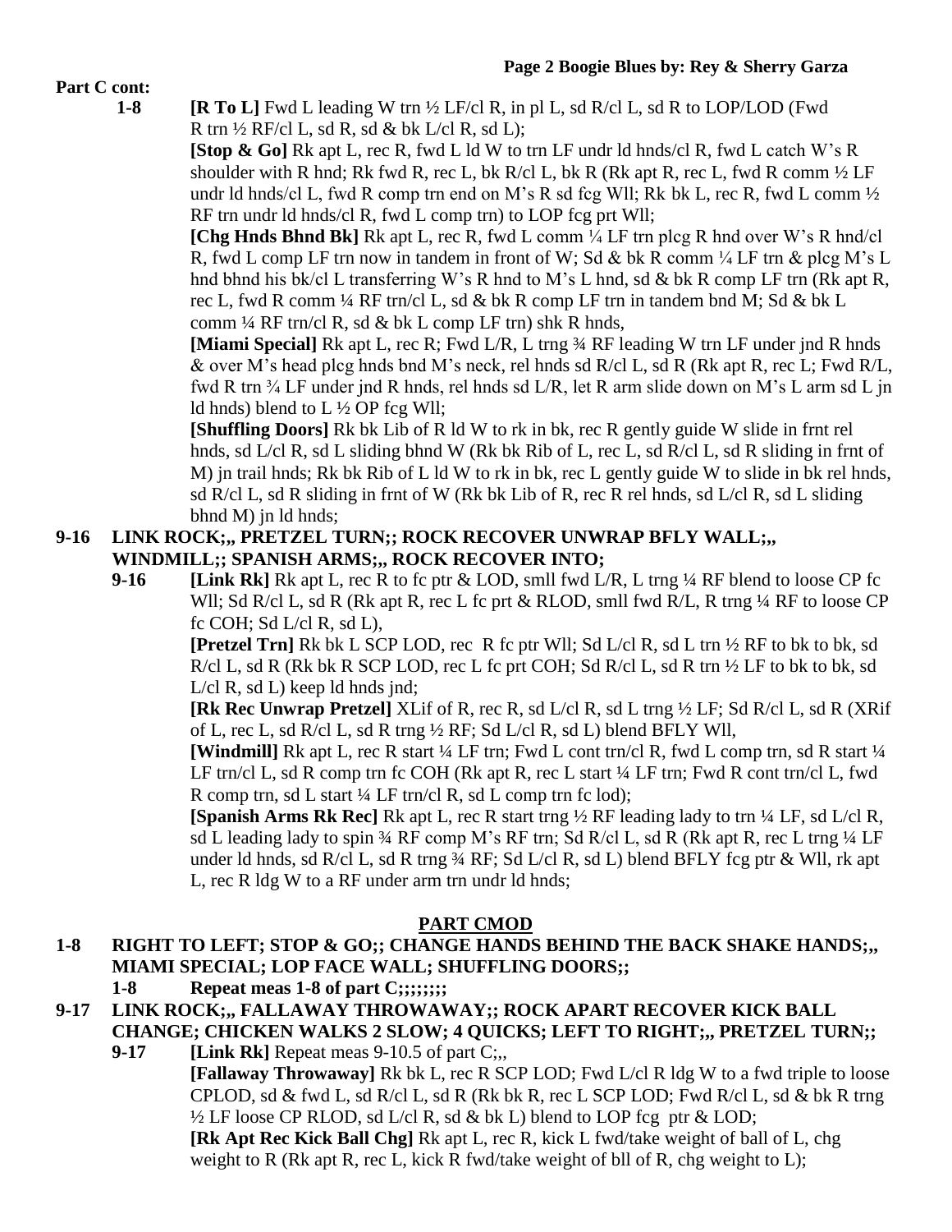**Part C cont:**

**1-8** **[R To L]** Fwd L leading W trn ½ LF/cl R, in pl L, sd R/cl L, sd R to LOP/LOD (Fwd R trn ½ RF/cl L, sd R, sd & bk L/cl R, sd L);

**[Stop & Go]** Rk apt L, rec R, fwd L ld W to trn LF undr ld hnds/cl R, fwd L catch W's R shoulder with R hnd; Rk fwd R, rec L, bk R/cl L, bk R (Rk apt R, rec L, fwd R comm ½ LF undr ld hnds/cl L, fwd R comp trn end on M's R sd fcg Wll; Rk bk L, rec R, fwd L comm ½ RF trn undr ld hnds/cl R, fwd L comp trn) to LOP fcg prt Wll;

**[Chg Hnds Bhnd Bk]** Rk apt L, rec R, fwd L comm ¼ LF trn plcg R hnd over W's R hnd/cl R, fwd L comp LF trn now in tandem in front of W; Sd & bk R comm ¼ LF trn & plcg M's L hnd bhnd his bk/cl L transferring W's R hnd to M's L hnd, sd & bk R comp LF trn (Rk apt R, rec L, fwd R comm ¼ RF trn/cl L, sd & bk R comp LF trn in tandem bnd M; Sd & bk L comm ¼ RF trn/cl R, sd & bk L comp LF trn) shk R hnds,

**[Miami Special]** Rk apt L, rec R; Fwd L/R, L trng ¾ RF leading W trn LF under jnd R hnds & over M's head plcg hnds bnd M's neck, rel hnds sd R/cl L, sd R (Rk apt R, rec L; Fwd R/L, fwd R trn ¾ LF under jnd R hnds, rel hnds sd L/R, let R arm slide down on M's L arm sd L jn ld hnds) blend to L ½ OP fcg Wll;

**[Shuffling Doors]** Rk bk Lib of R ld W to rk in bk, rec R gently guide W slide in frnt rel hnds, sd L/cl R, sd L sliding bhnd W (Rk bk Rib of L, rec L, sd R/cl L, sd R sliding in frnt of M) jn trail hnds; Rk bk Rib of L ld W to rk in bk, rec L gently guide W to slide in bk rel hnds, sd R/cl L, sd R sliding in frnt of W (Rk bk Lib of R, rec R rel hnds, sd L/cl R, sd L sliding bhnd M) jn ld hnds;

**9-16 LINK ROCK;,, PRETZEL TURN;; ROCK RECOVER UNWRAP BFLY WALL;,, WINDMILL;; SPANISH ARMS;,, ROCK RECOVER INTO;**

**9-16** **[Link Rk]** Rk apt L, rec R to fc ptr & LOD, smll fwd L/R, L trng ¼ RF blend to loose CP fc Wll; Sd R/cl L, sd R (Rk apt R, rec L fc prt & RLOD, smll fwd R/L, R trng ¼ RF to loose CP fc COH; Sd L/cl R, sd L),

**[Pretzel Trn]** Rk bk L SCP LOD, rec R fc ptr Wll; Sd L/cl R, sd L trn ½ RF to bk to bk, sd R/cl L, sd R (Rk bk R SCP LOD, rec L fc prt COH; Sd R/cl L, sd R trn ½ LF to bk to bk, sd L/cl R, sd L) keep ld hnds jnd;

**[Rk Rec Unwrap Pretzel]** XLif of R, rec R, sd L/cl R, sd L trng ½ LF; Sd R/cl L, sd R (XRif of L, rec L, sd R/cl L, sd R trng ½ RF; Sd L/cl R, sd L) blend BFLY Wll,

**[Windmill]** Rk apt L, rec R start ¼ LF trn; Fwd L cont trn/cl R, fwd L comp trn, sd R start ¼ LF trn/cl L, sd R comp trn fc COH (Rk apt R, rec L start ¼ LF trn; Fwd R cont trn/cl L, fwd R comp trn, sd L start ¼ LF trn/cl R, sd L comp trn fc lod);

**[Spanish Arms Rk Rec]** Rk apt L, rec R start trng ½ RF leading lady to trn ¼ LF, sd L/cl R, sd L leading lady to spin ¾ RF comp M's RF trn; Sd R/cl L, sd R (Rk apt R, rec L trng ¼ LF under ld hnds, sd R/cl L, sd R trng ¾ RF; Sd L/cl R, sd L) blend BFLY fcg ptr & Wll, rk apt L, rec R ldg W to a RF under arm trn undr ld hnds;

## PART CMOD

**1-8 RIGHT TO LEFT; STOP & GO;; CHANGE HANDS BEHIND THE BACK SHAKE HANDS;,, MIAMI SPECIAL; LOP FACE WALL; SHUFFLING DOORS;;**

**1-8 Repeat meas 1-8 of part C;;;;;;;;**

**9-17 LINK ROCK;,, FALLAWAY THROWAWAY;; ROCK APART RECOVER KICK BALL CHANGE; CHICKEN WALKS 2 SLOW; 4 QUICKS; LEFT TO RIGHT;,, PRETZEL TURN;;**

**9-17** **[Link Rk]** Repeat meas 9-10.5 of part C;,,

**[Fallaway Throwaway]** Rk bk L, rec R SCP LOD; Fwd L/cl R ldg W to a fwd triple to loose CPLOD, sd & fwd L, sd R/cl L, sd R (Rk bk R, rec L SCP LOD; Fwd R/cl L, sd & bk R trng ½ LF loose CP RLOD, sd L/cl R, sd & bk L) blend to LOP fcg ptr & LOD;

**[Rk Apt Rec Kick Ball Chg]** Rk apt L, rec R, kick L fwd/take weight of ball of L, chg weight to R (Rk apt R, rec L, kick R fwd/take weight of bll of R, chg weight to L);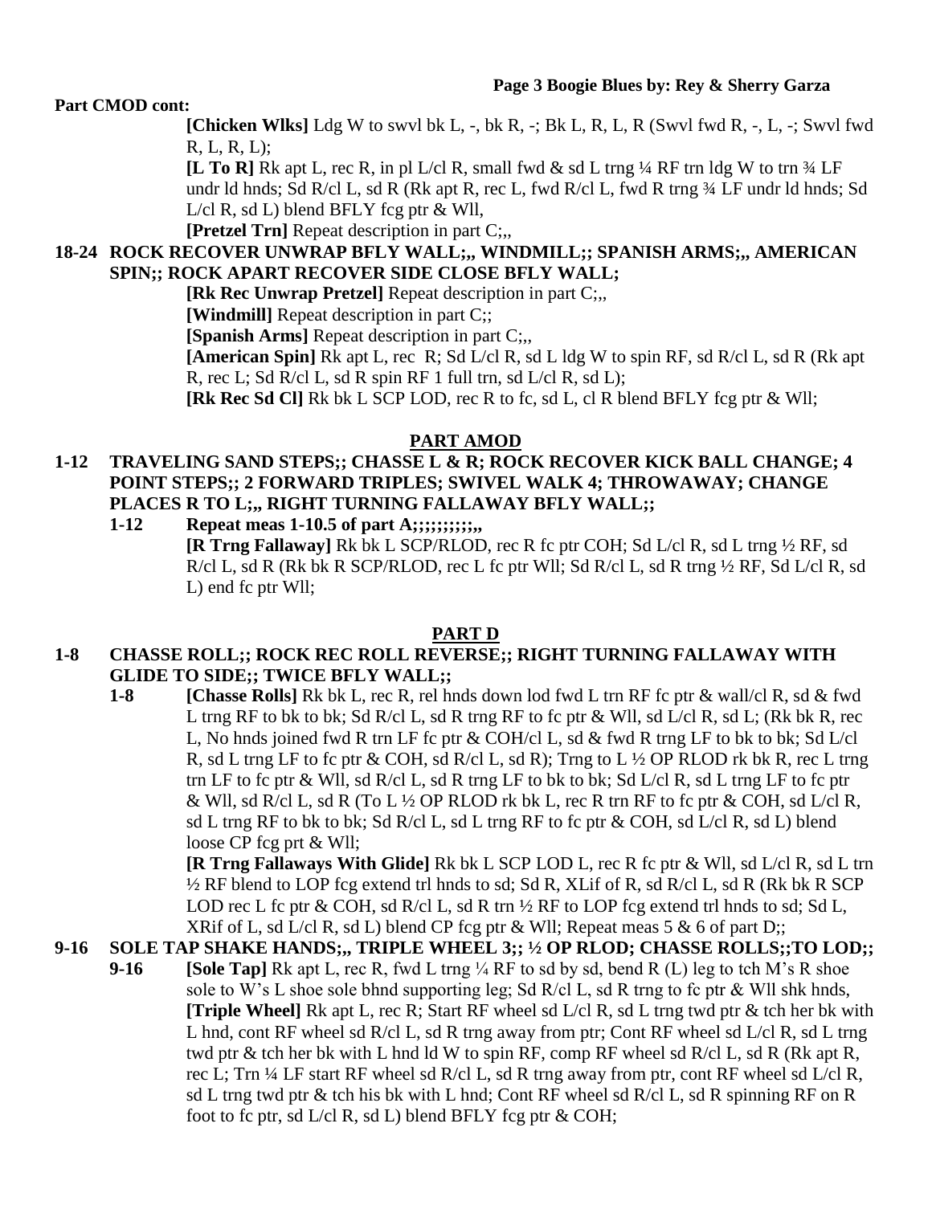**Part CMOD cont:**

**[Chicken Wlks]** Ldg W to swvl bk L, -, bk R, -; Bk L, R, L, R (Swvl fwd R, -, L, -; Swvl fwd R, L, R, L);

**[L To R]** Rk apt L, rec R, in pl L/cl R, small fwd & sd L trng ¼ RF trn ldg W to trn ¾ LF undr ld hnds; Sd R/cl L, sd R (Rk apt R, rec L, fwd R/cl L, fwd R trng ¾ LF undr ld hnds; Sd L/cl R, sd L) blend BFLY fcg ptr & Wll,

**[Pretzel Trn]** Repeat description in part C;,,

**18-24 ROCK RECOVER UNWRAP BFLY WALL;,, WINDMILL;; SPANISH ARMS;,, AMERICAN SPIN;; ROCK APART RECOVER SIDE CLOSE BFLY WALL;**

**[Rk Rec Unwrap Pretzel]** Repeat description in part C;,,

**[Windmill]** Repeat description in part C;;

**[Spanish Arms]** Repeat description in part C;,,

**[American Spin]** Rk apt L, rec R; Sd L/cl R, sd L ldg W to spin RF, sd R/cl L, sd R (Rk apt R, rec L; Sd R/cl L, sd R spin RF 1 full trn, sd L/cl R, sd L);

**[Rk Rec Sd Cl]** Rk bk L SCP LOD, rec R to fc, sd L, cl R blend BFLY fcg ptr & Wll;

## PART AMOD

**1-12 TRAVELING SAND STEPS;; CHASSE L & R; ROCK RECOVER KICK BALL CHANGE; 4 POINT STEPS;; 2 FORWARD TRIPLES; SWIVEL WALK 4; THROWAWAY; CHANGE PLACES R TO L;,, RIGHT TURNING FALLAWAY BFLY WALL;;**

**1-12 Repeat meas 1-10.5 of part A;;;;;;;;;;,,**

**[R Trng Fallaway]** Rk bk L SCP/RLOD, rec R fc ptr COH; Sd L/cl R, sd L trng ½ RF, sd R/cl L, sd R (Rk bk R SCP/RLOD, rec L fc ptr Wll; Sd R/cl L, sd R trng ½ RF, Sd L/cl R, sd L) end fc ptr Wll;

## PART D

**1-8 CHASSE ROLL;; ROCK REC ROLL REVERSE;; RIGHT TURNING FALLAWAY WITH GLIDE TO SIDE;; TWICE BFLY WALL;;**

**1-8 [Chasse Rolls]** Rk bk L, rec R, rel hnds down lod fwd L trn RF fc ptr & wall/cl R, sd & fwd L trng RF to bk to bk; Sd R/cl L, sd R trng RF to fc ptr & Wll, sd L/cl R, sd L; (Rk bk R, rec L, No hnds joined fwd R trn LF fc ptr & COH/cl L, sd & fwd R trng LF to bk to bk; Sd L/cl R, sd L trng LF to fc ptr & COH, sd R/cl L, sd R); Trng to L ½ OP RLOD rk bk R, rec L trng trn LF to fc ptr & Wll, sd R/cl L, sd R trng LF to bk to bk; Sd L/cl R, sd L trng LF to fc ptr & Wll, sd R/cl L, sd R (To L ½ OP RLOD rk bk L, rec R trn RF to fc ptr & COH, sd L/cl R, sd L trng RF to bk to bk; Sd R/cl L, sd L trng RF to fc ptr & COH, sd L/cl R, sd L) blend loose CP fcg prt & Wll;

**[R Trng Fallaways With Glide]** Rk bk L SCP LOD L, rec R fc ptr & Wll, sd L/cl R, sd L trn ½ RF blend to LOP fcg extend trl hnds to sd; Sd R, XLif of R, sd R/cl L, sd R (Rk bk R SCP LOD rec L fc ptr & COH, sd R/cl L, sd R trn ½ RF to LOP fcg extend trl hnds to sd; Sd L, XRif of L, sd L/cl R, sd L) blend CP fcg ptr & Wll; Repeat meas 5 & 6 of part D;;

**9-16 SOLE TAP SHAKE HANDS;,, TRIPLE WHEEL 3;; ½ OP RLOD; CHASSE ROLLS;;TO LOD;;**

**9-16 [Sole Tap]** Rk apt L, rec R, fwd L trng ¼ RF to sd by sd, bend R (L) leg to tch M's R shoe sole to W's L shoe sole bhnd supporting leg; Sd R/cl L, sd R trng to fc ptr & Wll shk hnds,

**[Triple Wheel]** Rk apt L, rec R; Start RF wheel sd L/cl R, sd L trng twd ptr & tch her bk with L hnd, cont RF wheel sd R/cl L, sd R trng away from ptr; Cont RF wheel sd L/cl R, sd L trng twd ptr & tch her bk with L hnd ld W to spin RF, comp RF wheel sd R/cl L, sd R (Rk apt R, rec L; Trn ¼ LF start RF wheel sd R/cl L, sd R trng away from ptr, cont RF wheel sd L/cl R, sd L trng twd ptr & tch his bk with L hnd; Cont RF wheel sd R/cl L, sd R spinning RF on R foot to fc ptr, sd L/cl R, sd L) blend BFLY fcg ptr & COH;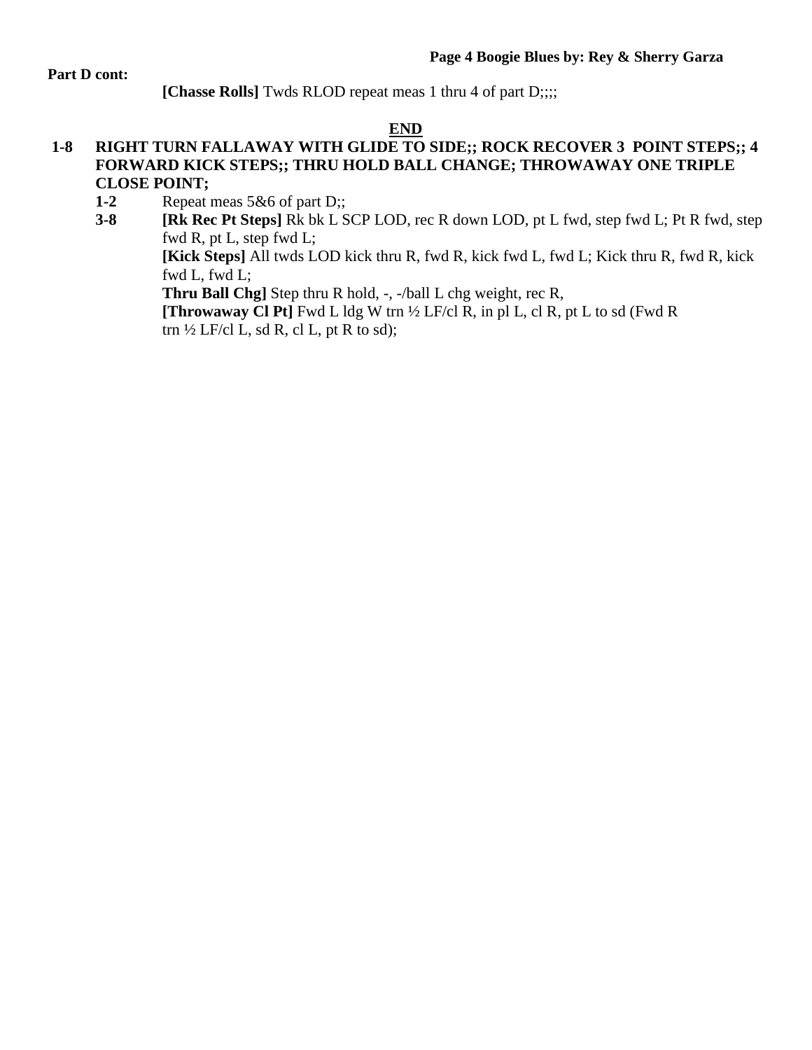**Part D cont:**

**[Chasse Rolls]** Twds RLOD repeat meas 1 thru 4 of part D;;;;

## END

**1-8 RIGHT TURN FALLAWAY WITH GLIDE TO SIDE;; ROCK RECOVER 3 POINT STEPS;; 4 FORWARD KICK STEPS;; THRU HOLD BALL CHANGE; THROWAWAY ONE TRIPLE CLOSE POINT;**

**1-2** Repeat meas 5&6 of part D;;

**3-8** **[Rk Rec Pt Steps]** Rk bk L SCP LOD, rec R down LOD, pt L fwd, step fwd L; Pt R fwd, step fwd R, pt L, step fwd L;

**[Kick Steps]** All twds LOD kick thru R, fwd R, kick fwd L, fwd L; Kick thru R, fwd R, kick fwd L, fwd L;

**Thru Ball Chg]** Step thru R hold, -, -/ball L chg weight, rec R,

**[Throwaway Cl Pt]** Fwd L ldg W trn ½ LF/cl R, in pl L, cl R, pt L to sd (Fwd R trn ½ LF/cl L, sd R, cl L, pt R to sd);